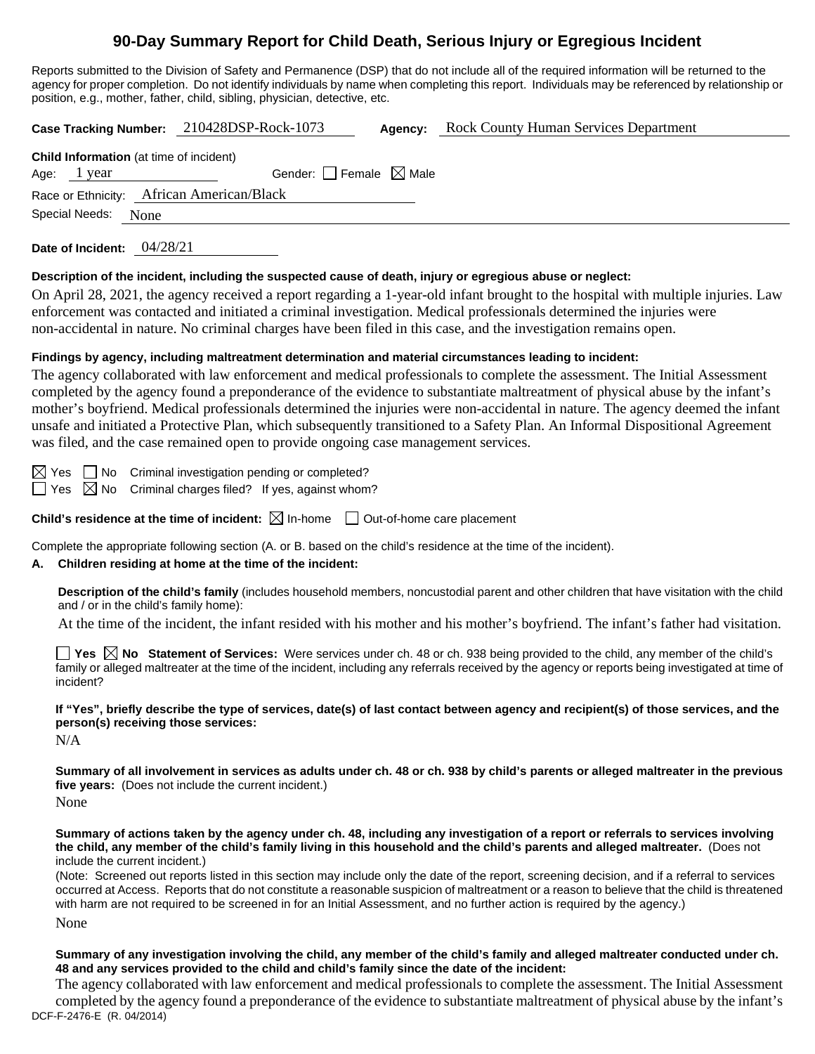# 90-Day Summary Report for Child Death, Serious Injury or Egregious Incident

Reports submitted to the Division of Safety and Permanence (DSP) that do not include all of the required information will be returned to the agency for proper completion. Do not identify individuals by name when completing this report. Individuals may be referenced by relationship or position, e.g., mother, father, child, sibling, physician, detective, etc.

**Case Tracking Number:** 210428DSP-Rock-1073 **Agency:** Rock County Human Services Department

**Child Information** (at time of incident)

Age: 1 year Gender: ☐ Female ☒ Male

Race or Ethnicity: African American/Black

Special Needs: None

**Date of Incident:** 04/28/21

**Description of the incident, including the suspected cause of death, injury or egregious abuse or neglect:**

On April 28, 2021, the agency received a report regarding a 1-year-old infant brought to the hospital with multiple injuries. Law enforcement was contacted and initiated a criminal investigation. Medical professionals determined the injuries were non-accidental in nature. No criminal charges have been filed in this case, and the investigation remains open.

**Findings by agency, including maltreatment determination and material circumstances leading to incident:**

The agency collaborated with law enforcement and medical professionals to complete the assessment. The Initial Assessment completed by the agency found a preponderance of the evidence to substantiate maltreatment of physical abuse by the infant's mother's boyfriend. Medical professionals determined the injuries were non-accidental in nature. The agency deemed the infant unsafe and initiated a Protective Plan, which subsequently transitioned to a Safety Plan. An Informal Dispositional Agreement was filed, and the case remained open to provide ongoing case management services.

☒ Yes ☐ No Criminal investigation pending or completed?

☐ Yes ☒ No Criminal charges filed? If yes, against whom?

**Child's residence at the time of incident:** ☒ In-home ☐ Out-of-home care placement

Complete the appropriate following section (A. or B. based on the child's residence at the time of the incident).

**A. Children residing at home at the time of the incident:**

**Description of the child's family** (includes household members, noncustodial parent and other children that have visitation with the child and / or in the child's family home):

At the time of the incident, the infant resided with his mother and his mother's boyfriend. The infant's father had visitation.

☐ **Yes** ☒ **No Statement of Services:** Were services under ch. 48 or ch. 938 being provided to the child, any member of the child's family or alleged maltreater at the time of the incident, including any referrals received by the agency or reports being investigated at time of incident?

**If "Yes", briefly describe the type of services, date(s) of last contact between agency and recipient(s) of those services, and the person(s) receiving those services:**

N/A

**Summary of all involvement in services as adults under ch. 48 or ch. 938 by child's parents or alleged maltreater in the previous five years:** (Does not include the current incident.)

None

**Summary of actions taken by the agency under ch. 48, including any investigation of a report or referrals to services involving the child, any member of the child's family living in this household and the child's parents and alleged maltreater.** (Does not include the current incident.)

(Note: Screened out reports listed in this section may include only the date of the report, screening decision, and if a referral to services occurred at Access. Reports that do not constitute a reasonable suspicion of maltreatment or a reason to believe that the child is threatened with harm are not required to be screened in for an Initial Assessment, and no further action is required by the agency.)

None

**Summary of any investigation involving the child, any member of the child's family and alleged maltreater conducted under ch. 48 and any services provided to the child and child's family since the date of the incident:**

The agency collaborated with law enforcement and medical professionals to complete the assessment. The Initial Assessment completed by the agency found a preponderance of the evidence to substantiate maltreatment of physical abuse by the infant's

DCF-F-2476-E (R. 04/2014)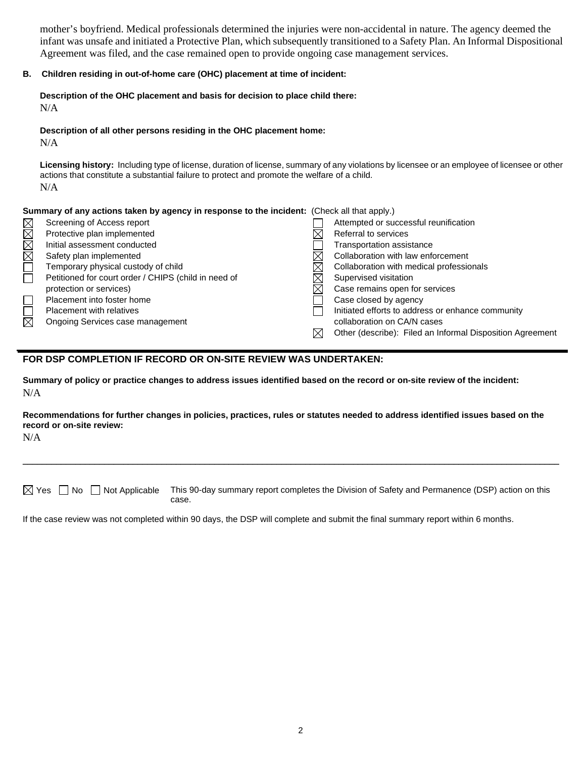mother's boyfriend. Medical professionals determined the injuries were non-accidental in nature. The agency deemed the infant was unsafe and initiated a Protective Plan, which subsequently transitioned to a Safety Plan. An Informal Dispositional Agreement was filed, and the case remained open to provide ongoing case management services.

**B. Children residing in out-of-home care (OHC) placement at time of incident:**

**Description of the OHC placement and basis for decision to place child there:**
N/A

**Description of all other persons residing in the OHC placement home:**
N/A

**Licensing history:** Including type of license, duration of license, summary of any violations by licensee or an employee of licensee or other actions that constitute a substantial failure to protect and promote the welfare of a child.
N/A

**Summary of any actions taken by agency in response to the incident:** (Check all that apply.)

- [x] Screening of Access report
- [x] Protective plan implemented
- [x] Initial assessment conducted
- [x] Safety plan implemented
- [ ] Temporary physical custody of child
- [ ] Petitioned for court order / CHIPS (child in need of protection or services)
- [ ] Placement into foster home
- [ ] Placement with relatives
- [x] Ongoing Services case management
- [ ] Attempted or successful reunification
- [x] Referral to services
- [ ] Transportation assistance
- [x] Collaboration with law enforcement
- [x] Collaboration with medical professionals
- [x] Supervised visitation
- [x] Case remains open for services
- [ ] Case closed by agency
- [ ] Initiated efforts to address or enhance community collaboration on CA/N cases
- [x] Other (describe): Filed an Informal Disposition Agreement

---

## FOR DSP COMPLETION IF RECORD OR ON-SITE REVIEW WAS UNDERTAKEN:

**Summary of policy or practice changes to address issues identified based on the record or on-site review of the incident:**
N/A

**Recommendations for further changes in policies, practices, rules or statutes needed to address identified issues based on the record or on-site review:**
N/A

---

☒ Yes ☐ No ☐ Not Applicable This 90-day summary report completes the Division of Safety and Permanence (DSP) action on this case.

If the case review was not completed within 90 days, the DSP will complete and submit the final summary report within 6 months.